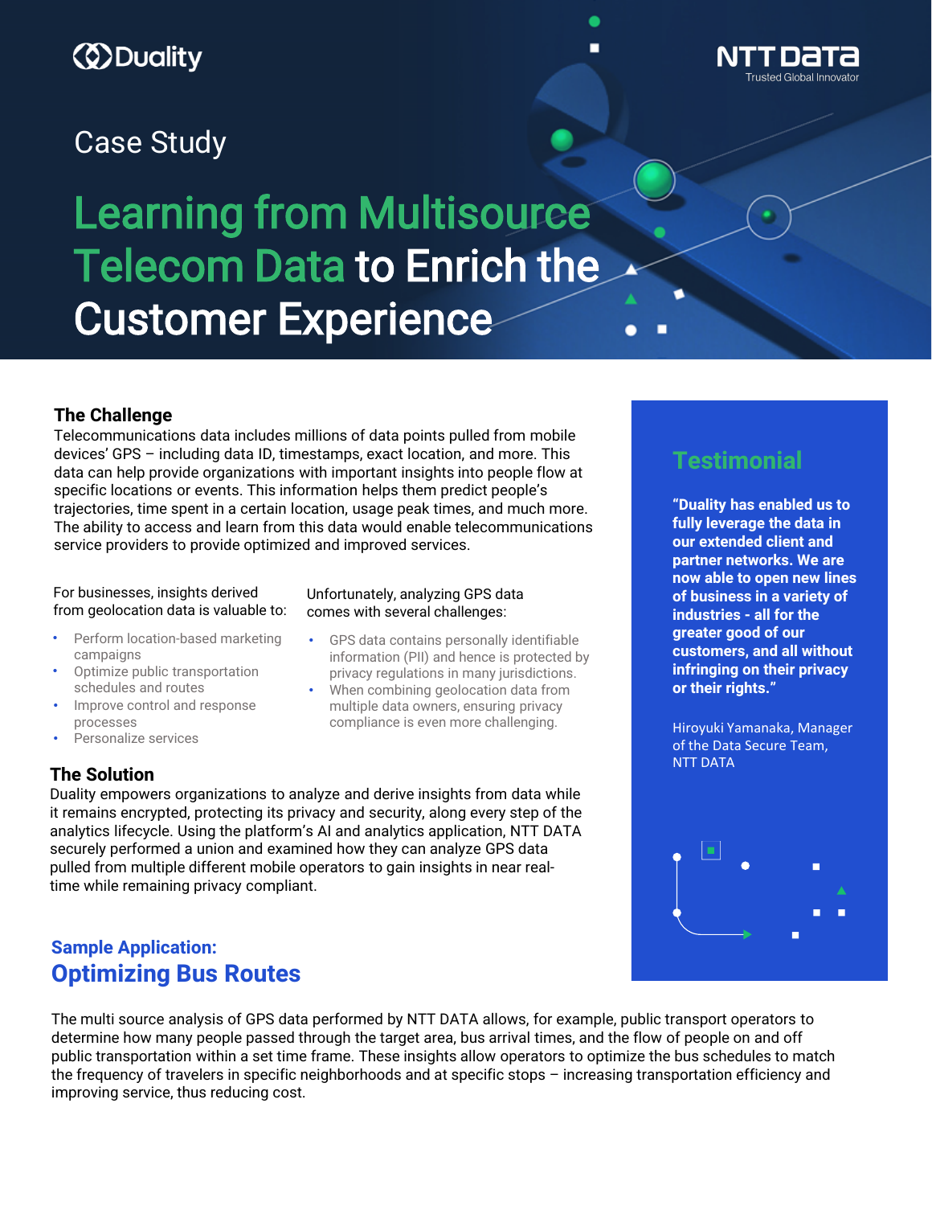Duality

NTT DATA
Trusted Global Innovator

Case Study

# Learning from Multisource Telecom Data to Enrich the Customer Experience

## The Challenge

Telecommunications data includes millions of data points pulled from mobile devices' GPS – including data ID, timestamps, exact location, and more. This data can help provide organizations with important insights into people flow at specific locations or events. This information helps them predict people's trajectories, time spent in a certain location, usage peak times, and much more. The ability to access and learn from this data would enable telecommunications service providers to provide optimized and improved services.

For businesses, insights derived from geolocation data is valuable to:

- Perform location-based marketing campaigns
- Optimize public transportation schedules and routes
- Improve control and response processes
- Personalize services

Unfortunately, analyzing GPS data comes with several challenges:

- GPS data contains personally identifiable information (PII) and hence is protected by privacy regulations in many jurisdictions.
- When combining geolocation data from multiple data owners, ensuring privacy compliance is even more challenging.

## The Solution

Duality empowers organizations to analyze and derive insights from data while it remains encrypted, protecting its privacy and security, along every step of the analytics lifecycle. Using the platform's AI and analytics application, NTT DATA securely performed a union and examined how they can analyze GPS data pulled from multiple different mobile operators to gain insights in near real-time while remaining privacy compliant.

## Testimonial

**"Duality has enabled us to fully leverage the data in our extended client and partner networks. We are now able to open new lines of business in a variety of industries - all for the greater good of our customers, and all without infringing on their privacy or their rights."**

Hiroyuki Yamanaka, Manager of the Data Secure Team, NTT DATA

## Sample Application: Optimizing Bus Routes

The multi source analysis of GPS data performed by NTT DATA allows, for example, public transport operators to determine how many people passed through the target area, bus arrival times, and the flow of people on and off public transportation within a set time frame. These insights allow operators to optimize the bus schedules to match the frequency of travelers in specific neighborhoods and at specific stops – increasing transportation efficiency and improving service, thus reducing cost.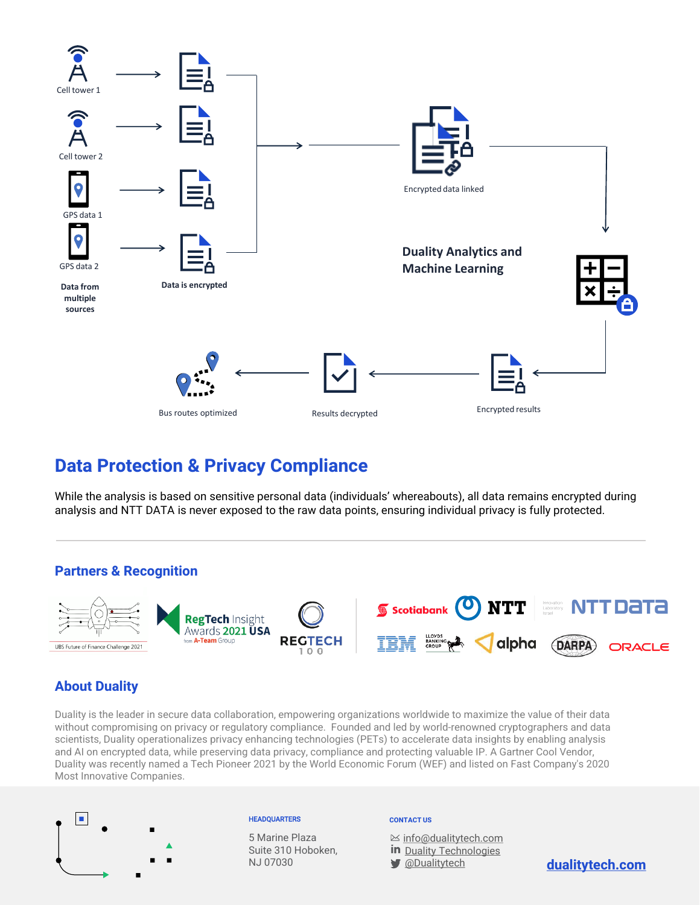Cell tower 1

Cell tower 2

GPS data 1

GPS data 2

**Data from multiple sources**

**Data is encrypted**

Encrypted data linked

**Duality Analytics and Machine Learning**

Encrypted results

Results decrypted

Bus routes optimized

## Data Protection & Privacy Compliance

While the analysis is based on sensitive personal data (individuals' whereabouts), all data remains encrypted during analysis and NTT DATA is never exposed to the raw data points, ensuring individual privacy is fully protected.

---

### Partners & Recognition

UBS Future of Finance Challenge 2021

RegTech Insight Awards 2021 USA from A-Team Group

REGTECH 100

Scotiabank, NTT, NTT Data, IBM, Lloyds Banking Group, alpha, DARPA, ORACLE

### About Duality

Duality is the leader in secure data collaboration, empowering organizations worldwide to maximize the value of their data without compromising on privacy or regulatory compliance. Founded and led by world-renowned cryptographers and data scientists, Duality operationalizes privacy enhancing technologies (PETs) to accelerate data insights by enabling analysis and AI on encrypted data, while preserving data privacy, compliance and protecting valuable IP. A Gartner Cool Vendor, Duality was recently named a Tech Pioneer 2021 by the World Economic Forum (WEF) and listed on Fast Company's 2020 Most Innovative Companies.

**HEADQUARTERS**

5 Marine Plaza
Suite 310 Hoboken,
NJ 07030

**CONTACT US**

info@dualitytech.com
Duality Technologies
@Dualitytech

**dualitytech.com**